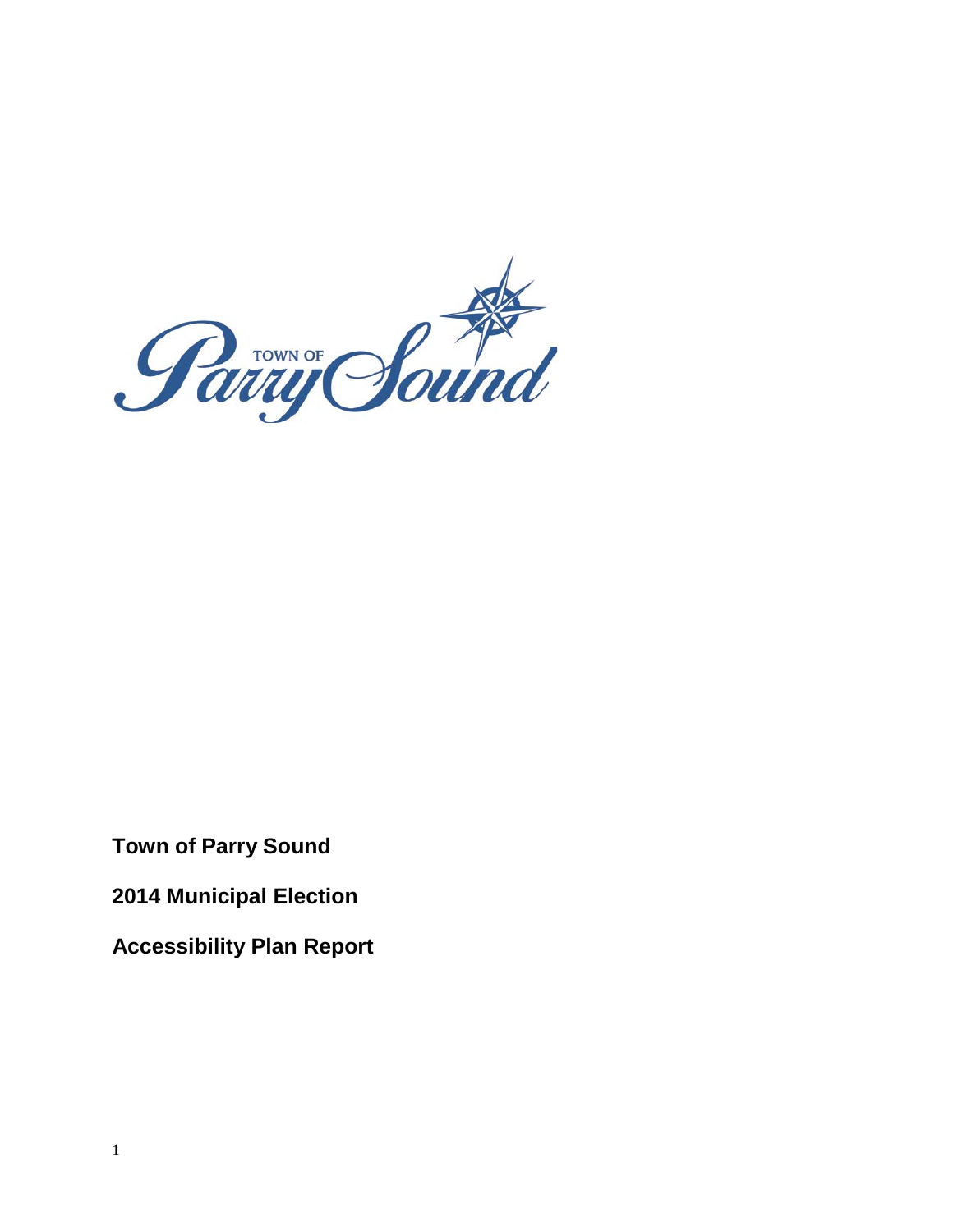**Town of Parry Sound**

**2014 Municipal Election**

**Accessibility Plan Report**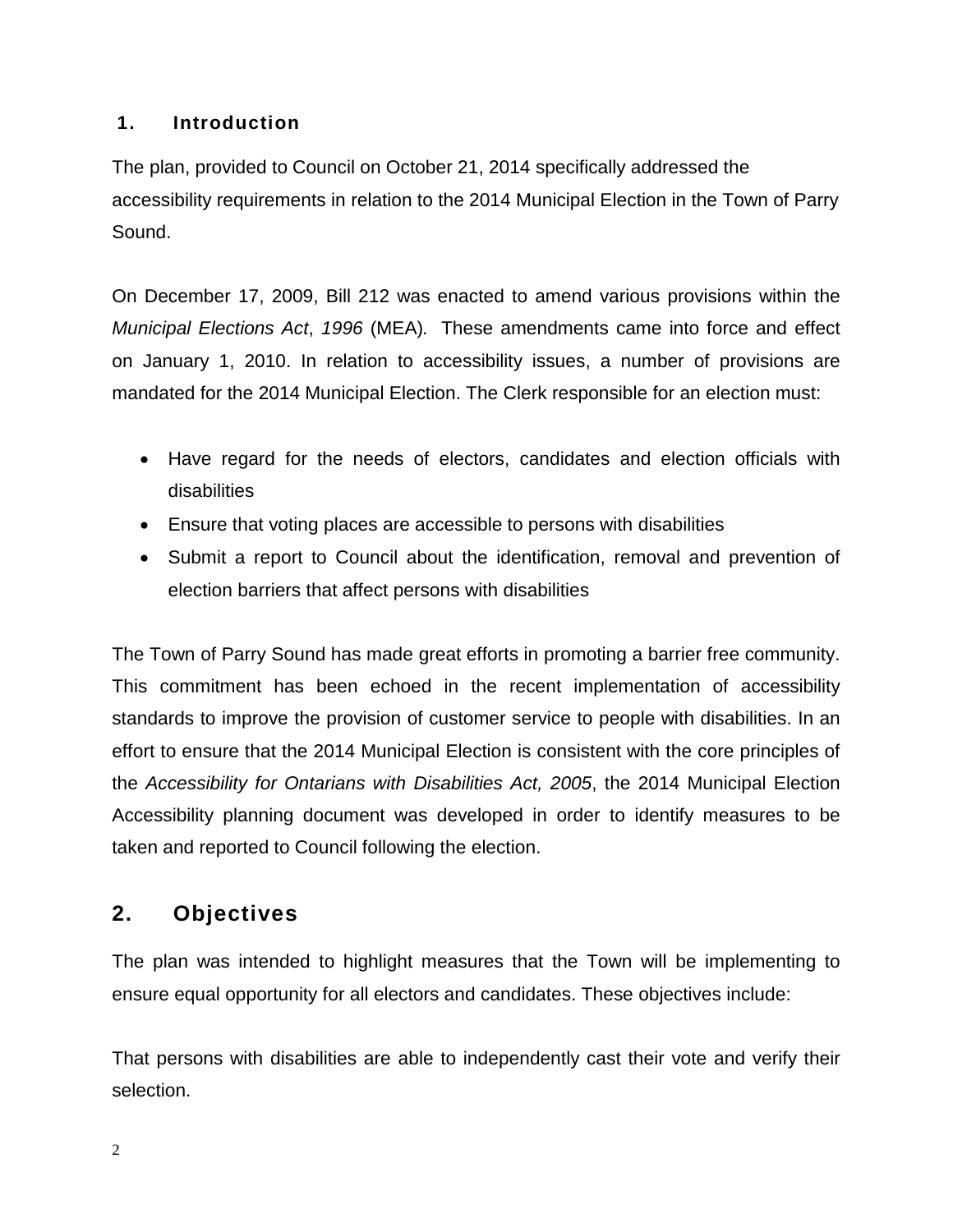## 1. Introduction

The plan, provided to Council on October 21, 2014 specifically addressed the accessibility requirements in relation to the 2014 Municipal Election in the Town of Parry Sound.

On December 17, 2009, Bill 212 was enacted to amend various provisions within the *Municipal Elections Act*, *1996* (MEA). These amendments came into force and effect on January 1, 2010. In relation to accessibility issues, a number of provisions are mandated for the 2014 Municipal Election. The Clerk responsible for an election must:

- Have regard for the needs of electors, candidates and election officials with disabilities
- Ensure that voting places are accessible to persons with disabilities
- Submit a report to Council about the identification, removal and prevention of election barriers that affect persons with disabilities

The Town of Parry Sound has made great efforts in promoting a barrier free community. This commitment has been echoed in the recent implementation of accessibility standards to improve the provision of customer service to people with disabilities. In an effort to ensure that the 2014 Municipal Election is consistent with the core principles of the *Accessibility for Ontarians with Disabilities Act, 2005*, the 2014 Municipal Election Accessibility planning document was developed in order to identify measures to be taken and reported to Council following the election.

## 2. Objectives

The plan was intended to highlight measures that the Town will be implementing to ensure equal opportunity for all electors and candidates. These objectives include:

That persons with disabilities are able to independently cast their vote and verify their selection.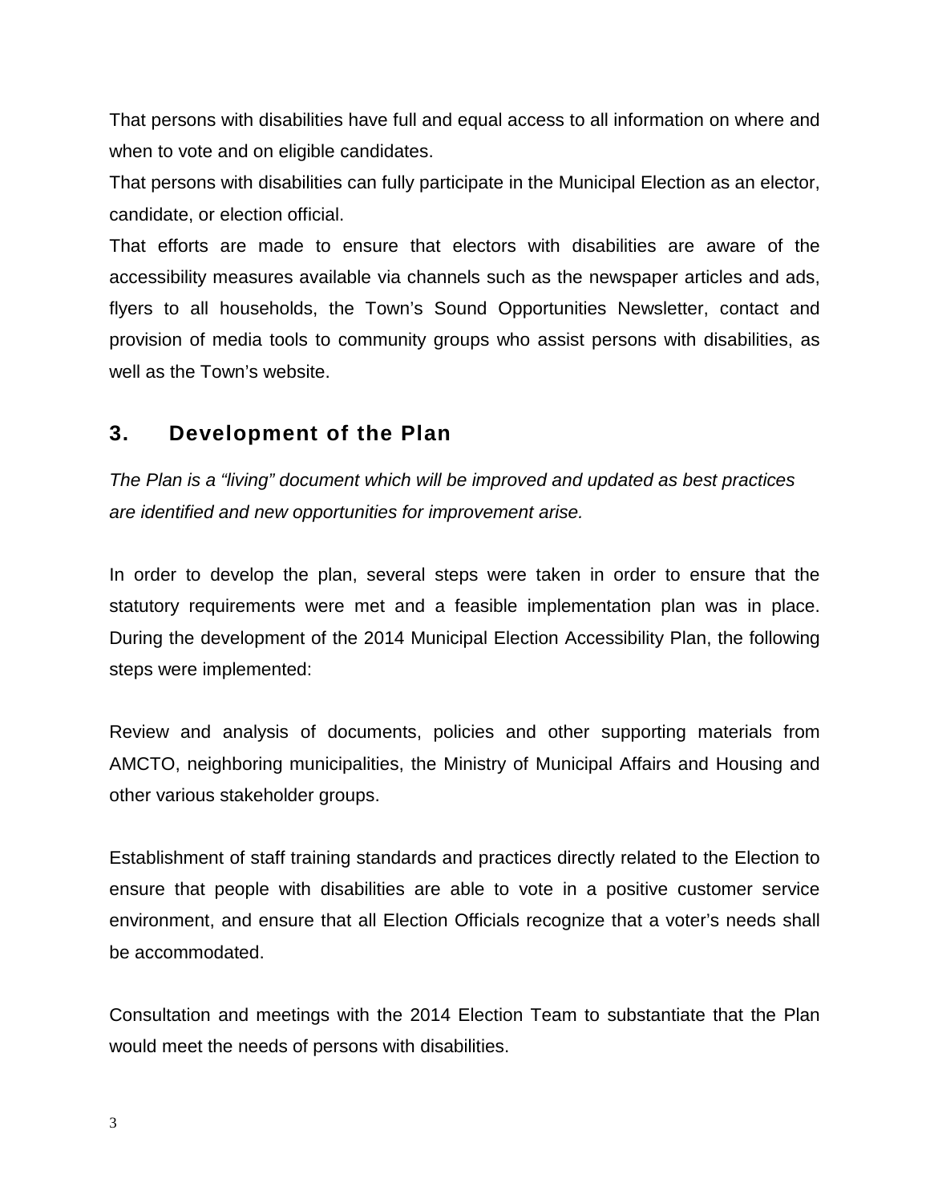That persons with disabilities have full and equal access to all information on where and when to vote and on eligible candidates.

That persons with disabilities can fully participate in the Municipal Election as an elector, candidate, or election official.

That efforts are made to ensure that electors with disabilities are aware of the accessibility measures available via channels such as the newspaper articles and ads, flyers to all households, the Town's Sound Opportunities Newsletter, contact and provision of media tools to community groups who assist persons with disabilities, as well as the Town's website.

## 3. Development of the Plan

*The Plan is a "living" document which will be improved and updated as best practices are identified and new opportunities for improvement arise.*

In order to develop the plan, several steps were taken in order to ensure that the statutory requirements were met and a feasible implementation plan was in place. During the development of the 2014 Municipal Election Accessibility Plan, the following steps were implemented:

Review and analysis of documents, policies and other supporting materials from AMCTO, neighboring municipalities, the Ministry of Municipal Affairs and Housing and other various stakeholder groups.

Establishment of staff training standards and practices directly related to the Election to ensure that people with disabilities are able to vote in a positive customer service environment, and ensure that all Election Officials recognize that a voter's needs shall be accommodated.

Consultation and meetings with the 2014 Election Team to substantiate that the Plan would meet the needs of persons with disabilities.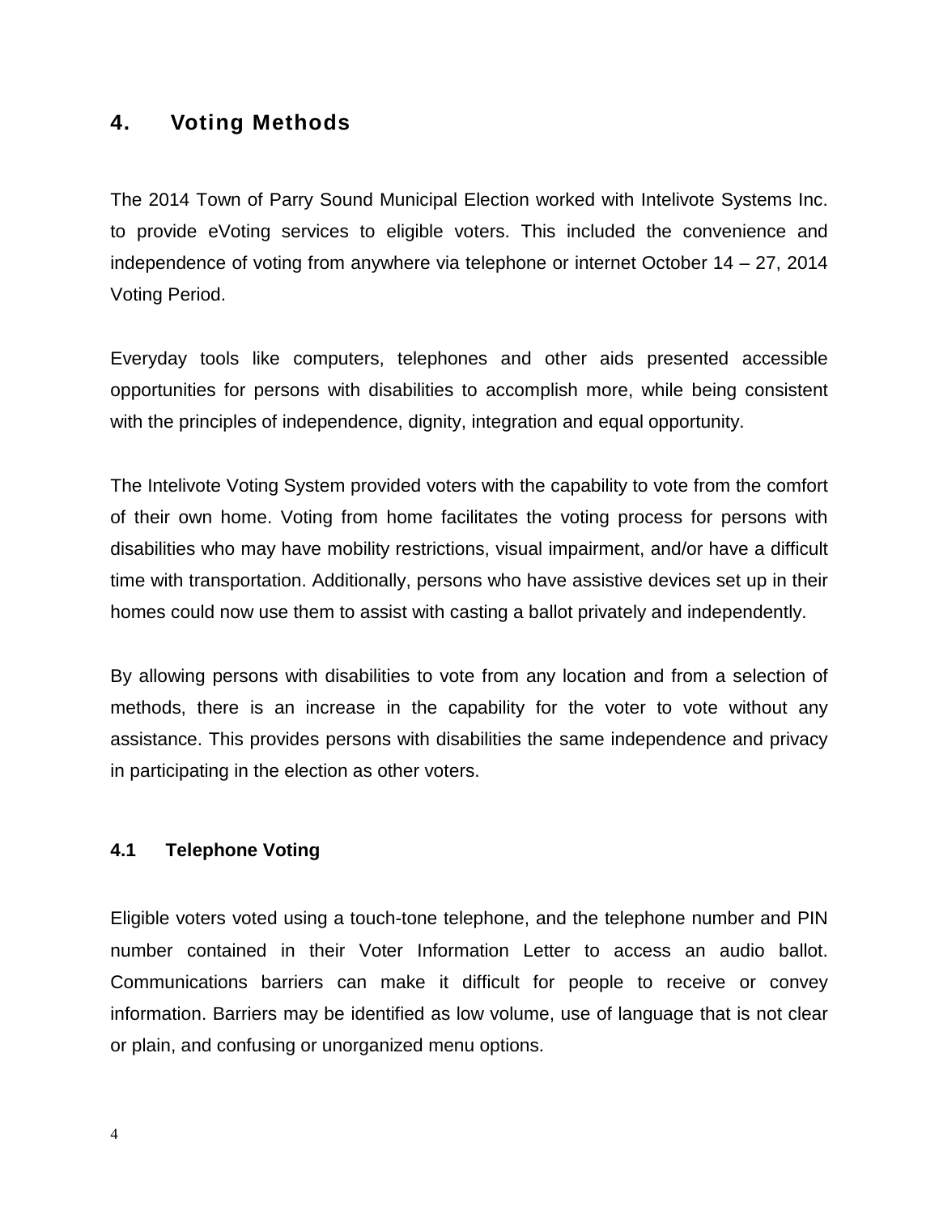## 4. Voting Methods

The 2014 Town of Parry Sound Municipal Election worked with Intelivote Systems Inc. to provide eVoting services to eligible voters. This included the convenience and independence of voting from anywhere via telephone or internet October 14 – 27, 2014 Voting Period.

Everyday tools like computers, telephones and other aids presented accessible opportunities for persons with disabilities to accomplish more, while being consistent with the principles of independence, dignity, integration and equal opportunity.

The Intelivote Voting System provided voters with the capability to vote from the comfort of their own home. Voting from home facilitates the voting process for persons with disabilities who may have mobility restrictions, visual impairment, and/or have a difficult time with transportation. Additionally, persons who have assistive devices set up in their homes could now use them to assist with casting a ballot privately and independently.

By allowing persons with disabilities to vote from any location and from a selection of methods, there is an increase in the capability for the voter to vote without any assistance. This provides persons with disabilities the same independence and privacy in participating in the election as other voters.

### 4.1 Telephone Voting

Eligible voters voted using a touch-tone telephone, and the telephone number and PIN number contained in their Voter Information Letter to access an audio ballot. Communications barriers can make it difficult for people to receive or convey information. Barriers may be identified as low volume, use of language that is not clear or plain, and confusing or unorganized menu options.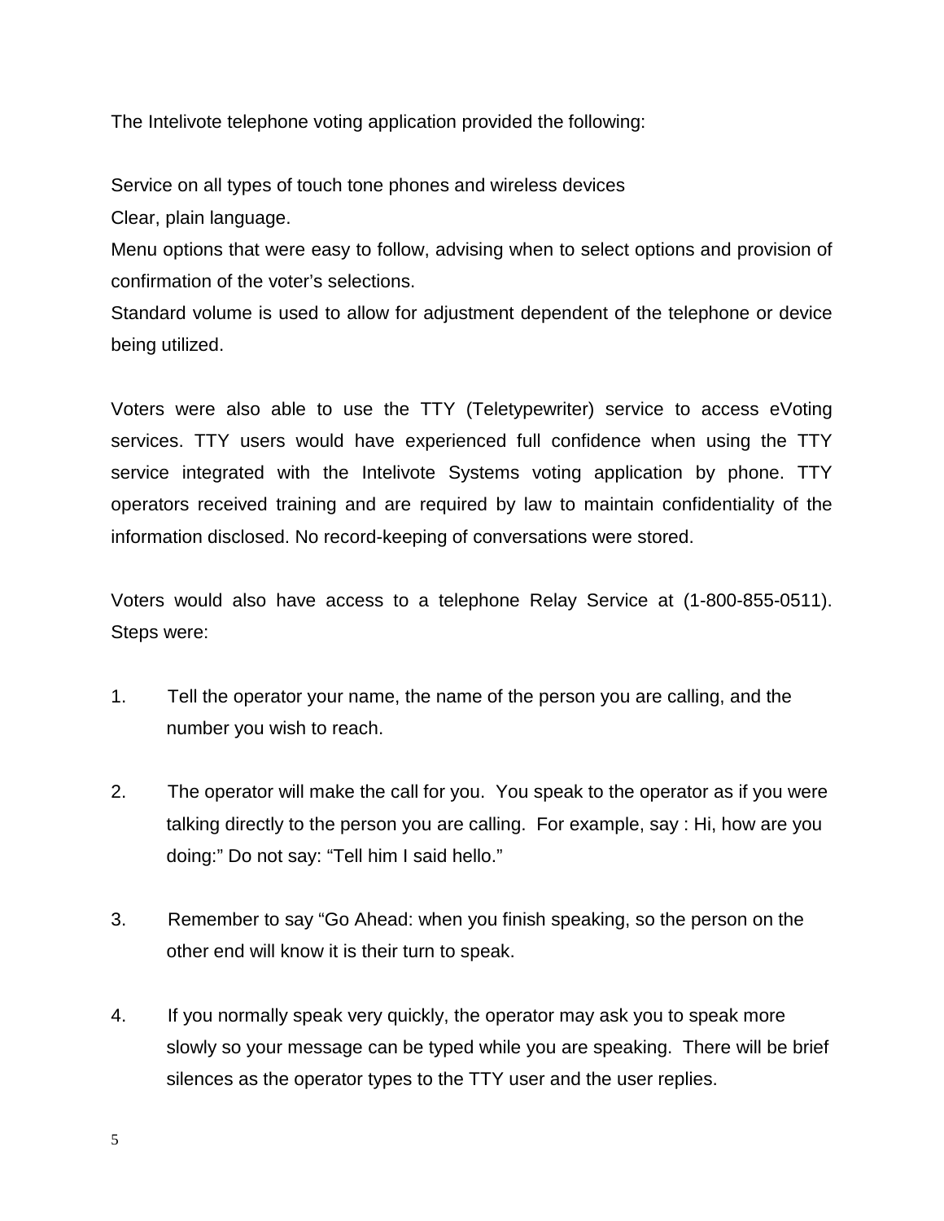The Intelivote telephone voting application provided the following:

Service on all types of touch tone phones and wireless devices
Clear, plain language.
Menu options that were easy to follow, advising when to select options and provision of confirmation of the voter's selections.
Standard volume is used to allow for adjustment dependent of the telephone or device being utilized.

Voters were also able to use the TTY (Teletypewriter) service to access eVoting services. TTY users would have experienced full confidence when using the TTY service integrated with the Intelivote Systems voting application by phone. TTY operators received training and are required by law to maintain confidentiality of the information disclosed. No record-keeping of conversations were stored.

Voters would also have access to a telephone Relay Service at (1-800-855-0511). Steps were:

1. Tell the operator your name, the name of the person you are calling, and the number you wish to reach.

2. The operator will make the call for you. You speak to the operator as if you were talking directly to the person you are calling. For example, say : Hi, how are you doing:" Do not say: "Tell him I said hello."

3. Remember to say "Go Ahead: when you finish speaking, so the person on the other end will know it is their turn to speak.

4. If you normally speak very quickly, the operator may ask you to speak more slowly so your message can be typed while you are speaking. There will be brief silences as the operator types to the TTY user and the user replies.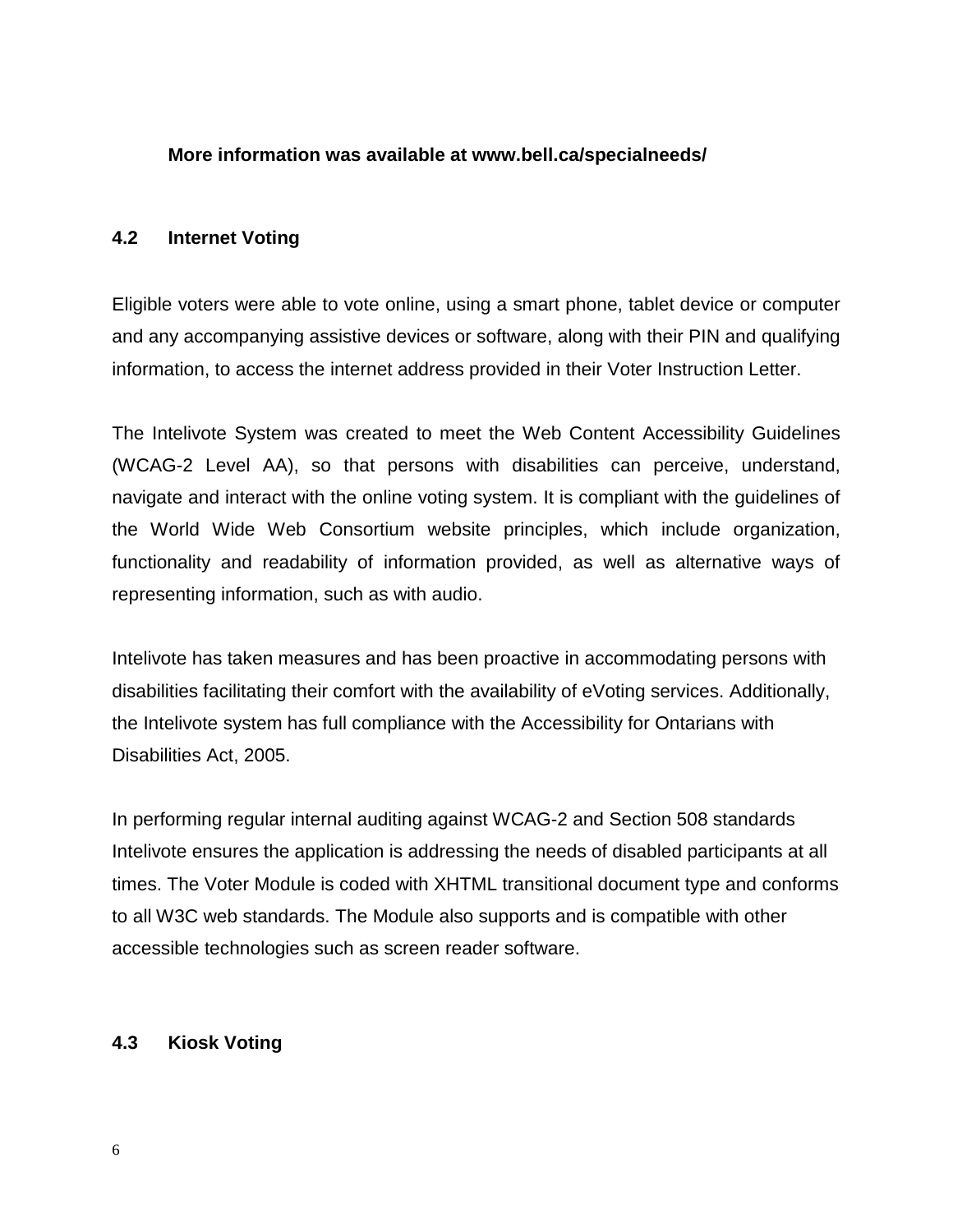**More information was available at www.bell.ca/specialneeds/**

## 4.2 Internet Voting

Eligible voters were able to vote online, using a smart phone, tablet device or computer and any accompanying assistive devices or software, along with their PIN and qualifying information, to access the internet address provided in their Voter Instruction Letter.

The Intelivote System was created to meet the Web Content Accessibility Guidelines (WCAG-2 Level AA), so that persons with disabilities can perceive, understand, navigate and interact with the online voting system. It is compliant with the guidelines of the World Wide Web Consortium website principles, which include organization, functionality and readability of information provided, as well as alternative ways of representing information, such as with audio.

Intelivote has taken measures and has been proactive in accommodating persons with disabilities facilitating their comfort with the availability of eVoting services. Additionally, the Intelivote system has full compliance with the Accessibility for Ontarians with Disabilities Act, 2005.

In performing regular internal auditing against WCAG-2 and Section 508 standards Intelivote ensures the application is addressing the needs of disabled participants at all times. The Voter Module is coded with XHTML transitional document type and conforms to all W3C web standards. The Module also supports and is compatible with other accessible technologies such as screen reader software.

## 4.3 Kiosk Voting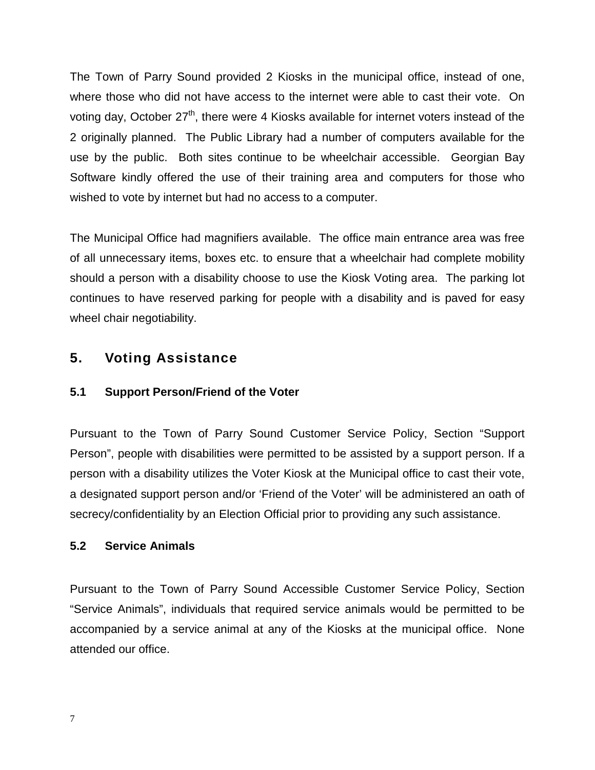The Town of Parry Sound provided 2 Kiosks in the municipal office, instead of one, where those who did not have access to the internet were able to cast their vote. On voting day, October 27th, there were 4 Kiosks available for internet voters instead of the 2 originally planned. The Public Library had a number of computers available for the use by the public. Both sites continue to be wheelchair accessible. Georgian Bay Software kindly offered the use of their training area and computers for those who wished to vote by internet but had no access to a computer.

The Municipal Office had magnifiers available. The office main entrance area was free of all unnecessary items, boxes etc. to ensure that a wheelchair had complete mobility should a person with a disability choose to use the Kiosk Voting area. The parking lot continues to have reserved parking for people with a disability and is paved for easy wheel chair negotiability.

## 5. Voting Assistance

### 5.1 Support Person/Friend of the Voter

Pursuant to the Town of Parry Sound Customer Service Policy, Section "Support Person", people with disabilities were permitted to be assisted by a support person. If a person with a disability utilizes the Voter Kiosk at the Municipal office to cast their vote, a designated support person and/or 'Friend of the Voter' will be administered an oath of secrecy/confidentiality by an Election Official prior to providing any such assistance.

### 5.2 Service Animals

Pursuant to the Town of Parry Sound Accessible Customer Service Policy, Section "Service Animals", individuals that required service animals would be permitted to be accompanied by a service animal at any of the Kiosks at the municipal office. None attended our office.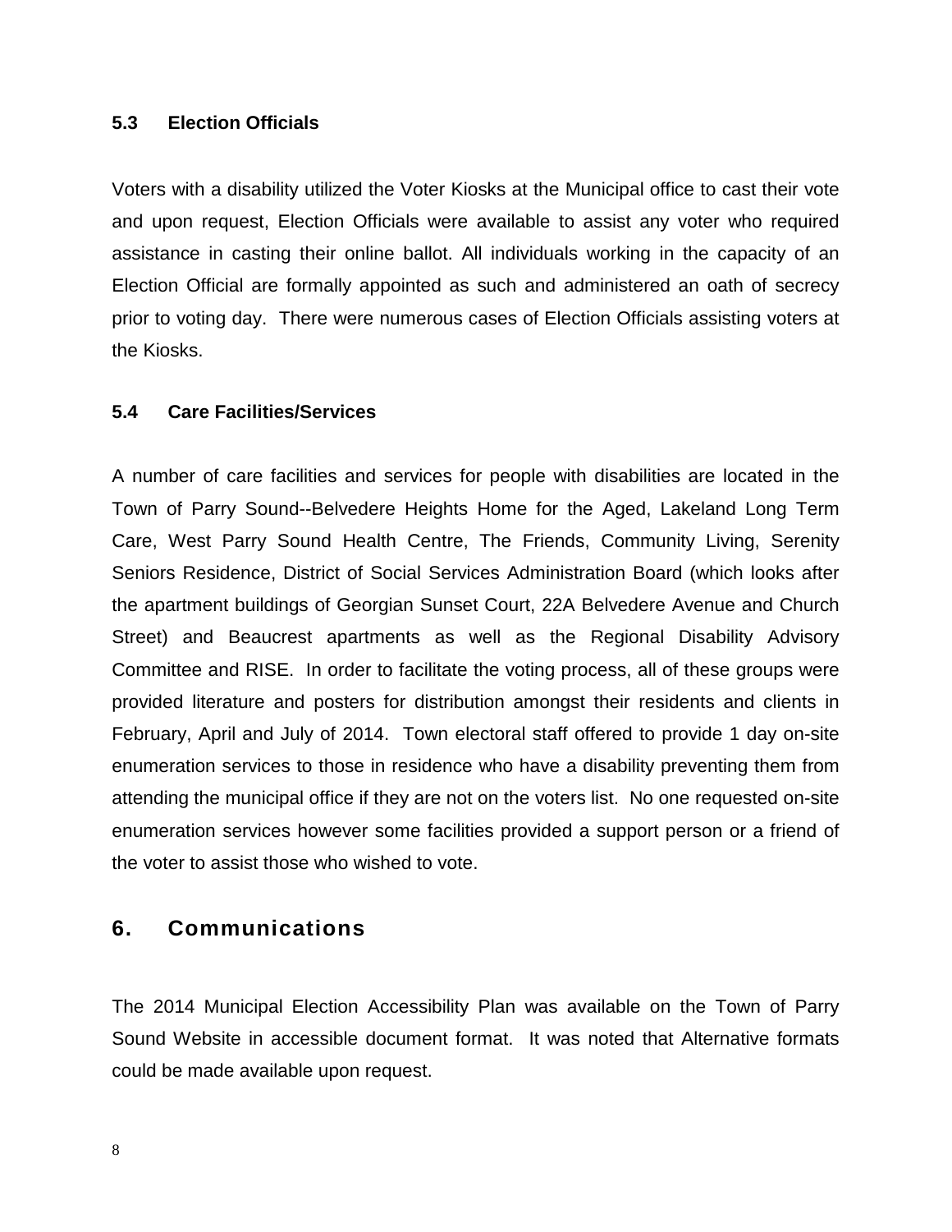### 5.3 Election Officials

Voters with a disability utilized the Voter Kiosks at the Municipal office to cast their vote and upon request, Election Officials were available to assist any voter who required assistance in casting their online ballot. All individuals working in the capacity of an Election Official are formally appointed as such and administered an oath of secrecy prior to voting day. There were numerous cases of Election Officials assisting voters at the Kiosks.

### 5.4 Care Facilities/Services

A number of care facilities and services for people with disabilities are located in the Town of Parry Sound--Belvedere Heights Home for the Aged, Lakeland Long Term Care, West Parry Sound Health Centre, The Friends, Community Living, Serenity Seniors Residence, District of Social Services Administration Board (which looks after the apartment buildings of Georgian Sunset Court, 22A Belvedere Avenue and Church Street) and Beaucrest apartments as well as the Regional Disability Advisory Committee and RISE. In order to facilitate the voting process, all of these groups were provided literature and posters for distribution amongst their residents and clients in February, April and July of 2014. Town electoral staff offered to provide 1 day on-site enumeration services to those in residence who have a disability preventing them from attending the municipal office if they are not on the voters list. No one requested on-site enumeration services however some facilities provided a support person or a friend of the voter to assist those who wished to vote.

## 6. Communications

The 2014 Municipal Election Accessibility Plan was available on the Town of Parry Sound Website in accessible document format. It was noted that Alternative formats could be made available upon request.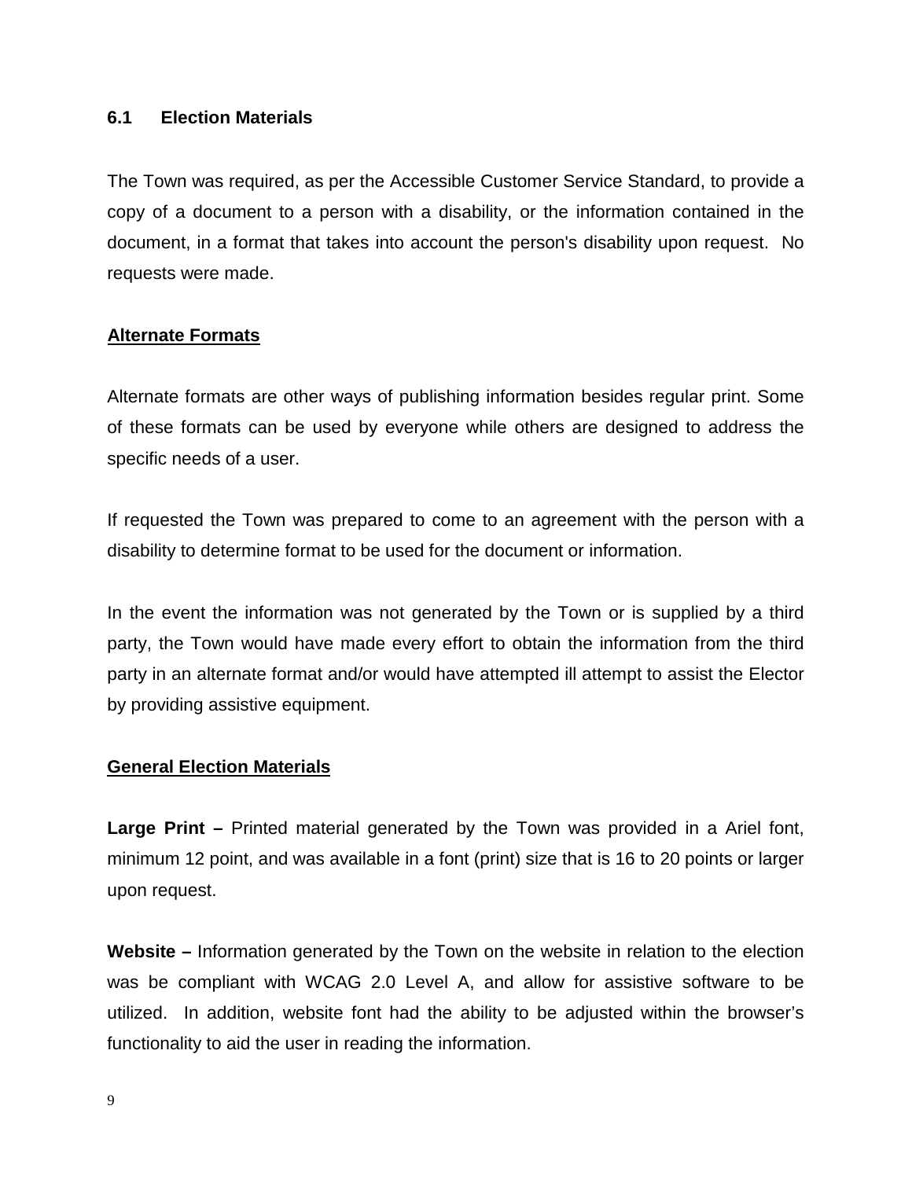### 6.1 Election Materials

The Town was required, as per the Accessible Customer Service Standard, to provide a copy of a document to a person with a disability, or the information contained in the document, in a format that takes into account the person's disability upon request. No requests were made.

**Alternate Formats**

Alternate formats are other ways of publishing information besides regular print. Some of these formats can be used by everyone while others are designed to address the specific needs of a user.

If requested the Town was prepared to come to an agreement with the person with a disability to determine format to be used for the document or information.

In the event the information was not generated by the Town or is supplied by a third party, the Town would have made every effort to obtain the information from the third party in an alternate format and/or would have attempted ill attempt to assist the Elector by providing assistive equipment.

**General Election Materials**

**Large Print –** Printed material generated by the Town was provided in a Ariel font, minimum 12 point, and was available in a font (print) size that is 16 to 20 points or larger upon request.

**Website –** Information generated by the Town on the website in relation to the election was be compliant with WCAG 2.0 Level A, and allow for assistive software to be utilized. In addition, website font had the ability to be adjusted within the browser's functionality to aid the user in reading the information.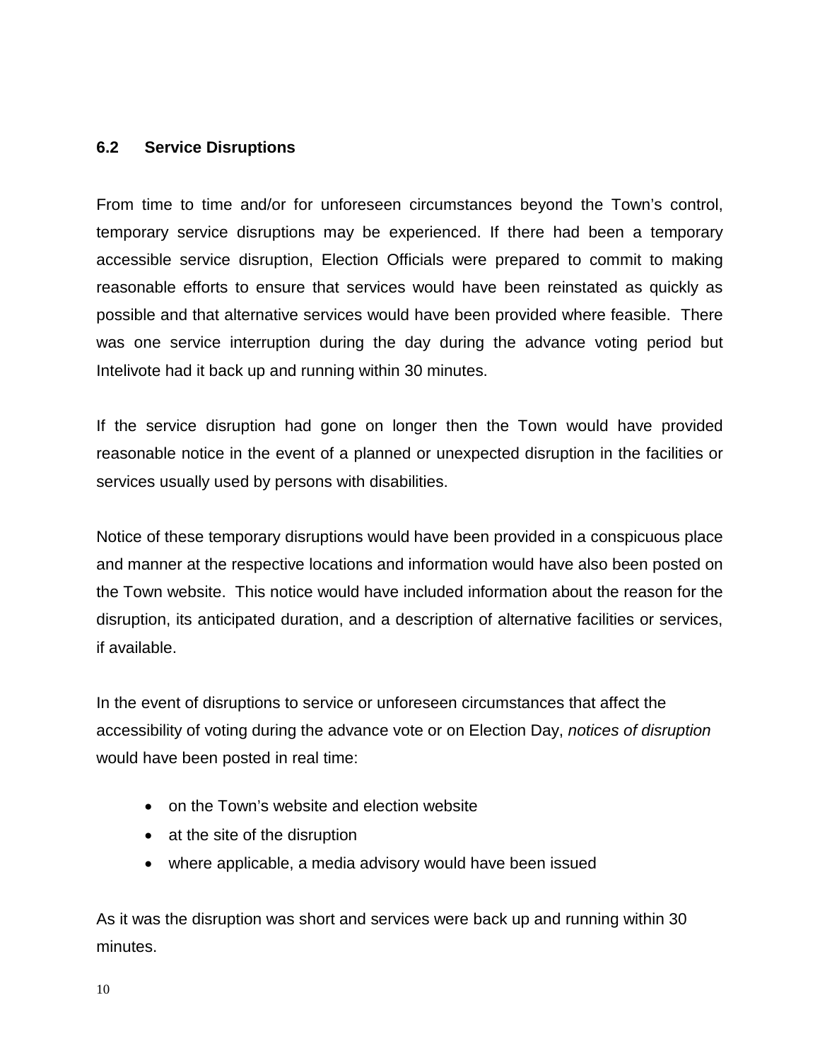### 6.2 Service Disruptions

From time to time and/or for unforeseen circumstances beyond the Town's control, temporary service disruptions may be experienced. If there had been a temporary accessible service disruption, Election Officials were prepared to commit to making reasonable efforts to ensure that services would have been reinstated as quickly as possible and that alternative services would have been provided where feasible. There was one service interruption during the day during the advance voting period but Intelivote had it back up and running within 30 minutes.

If the service disruption had gone on longer then the Town would have provided reasonable notice in the event of a planned or unexpected disruption in the facilities or services usually used by persons with disabilities.

Notice of these temporary disruptions would have been provided in a conspicuous place and manner at the respective locations and information would have also been posted on the Town website. This notice would have included information about the reason for the disruption, its anticipated duration, and a description of alternative facilities or services, if available.

In the event of disruptions to service or unforeseen circumstances that affect the accessibility of voting during the advance vote or on Election Day, *notices of disruption* would have been posted in real time:

- on the Town's website and election website
- at the site of the disruption
- where applicable, a media advisory would have been issued

As it was the disruption was short and services were back up and running within 30 minutes.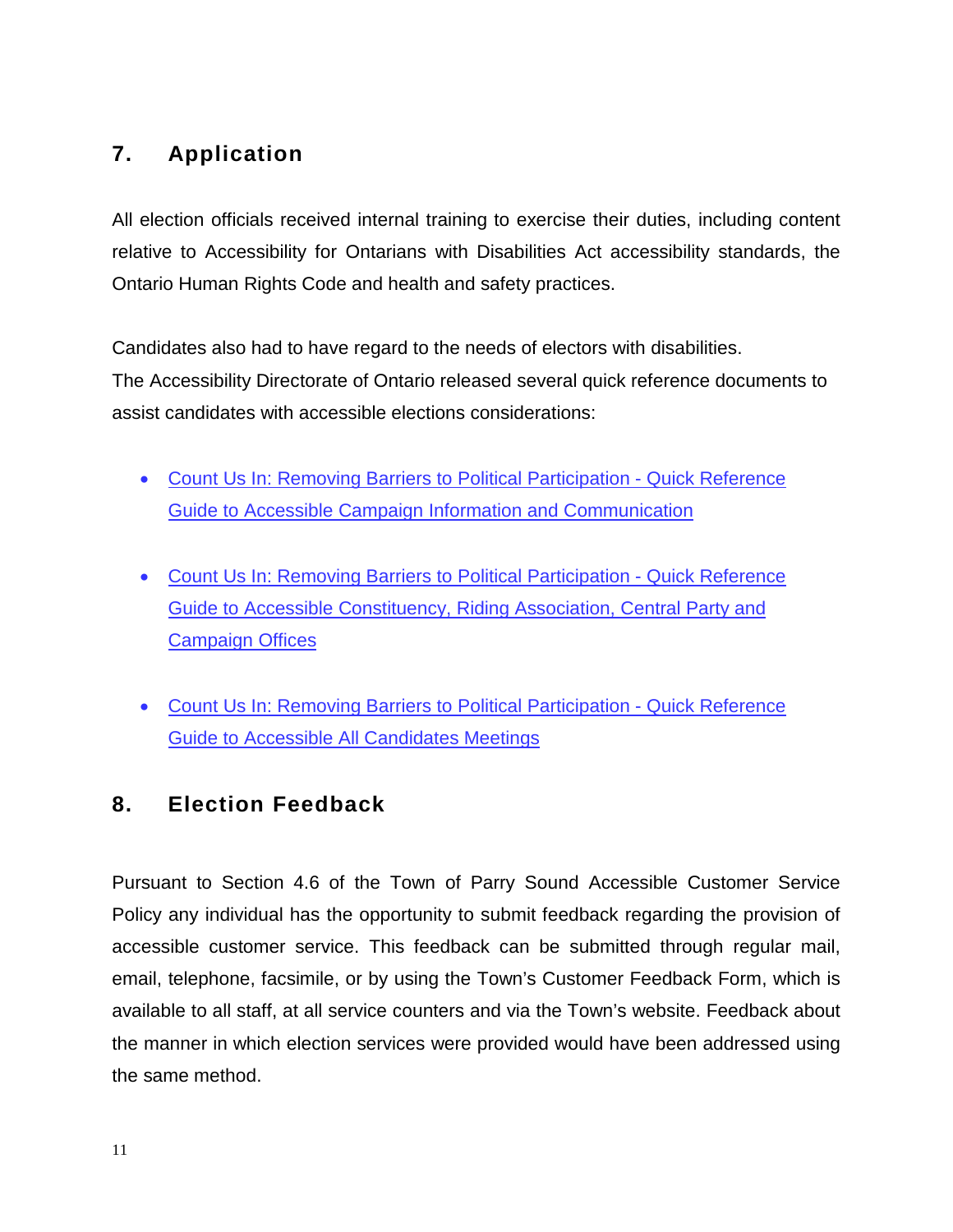## 7. Application

All election officials received internal training to exercise their duties, including content relative to Accessibility for Ontarians with Disabilities Act accessibility standards, the Ontario Human Rights Code and health and safety practices.

Candidates also had to have regard to the needs of electors with disabilities.
The Accessibility Directorate of Ontario released several quick reference documents to assist candidates with accessible elections considerations:

- Count Us In: Removing Barriers to Political Participation - Quick Reference Guide to Accessible Campaign Information and Communication
- Count Us In: Removing Barriers to Political Participation - Quick Reference Guide to Accessible Constituency, Riding Association, Central Party and Campaign Offices
- Count Us In: Removing Barriers to Political Participation - Quick Reference Guide to Accessible All Candidates Meetings

## 8. Election Feedback

Pursuant to Section 4.6 of the Town of Parry Sound Accessible Customer Service Policy any individual has the opportunity to submit feedback regarding the provision of accessible customer service. This feedback can be submitted through regular mail, email, telephone, facsimile, or by using the Town's Customer Feedback Form, which is available to all staff, at all service counters and via the Town's website. Feedback about the manner in which election services were provided would have been addressed using the same method.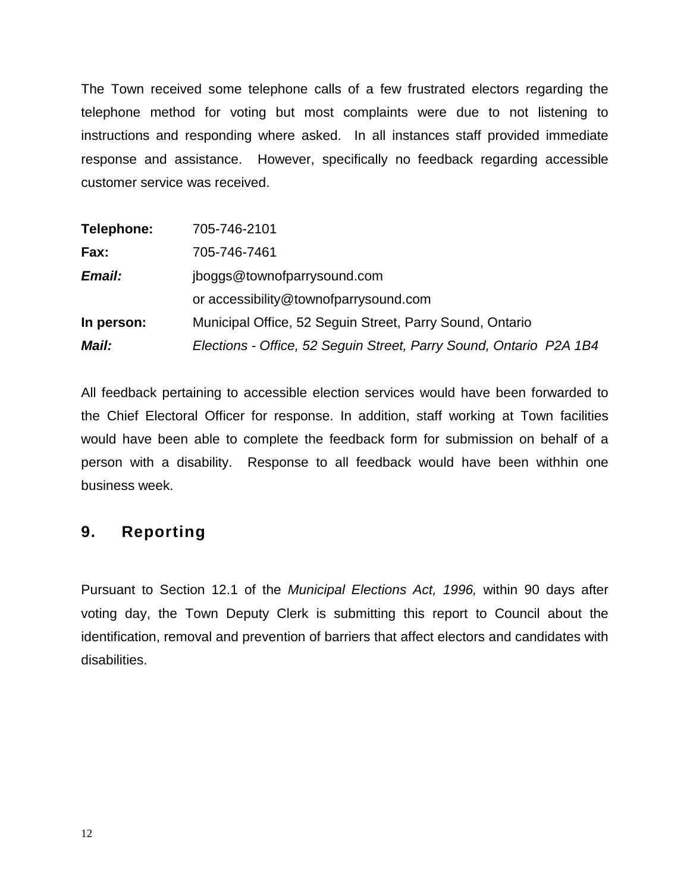The Town received some telephone calls of a few frustrated electors regarding the telephone method for voting but most complaints were due to not listening to instructions and responding where asked. In all instances staff provided immediate response and assistance. However, specifically no feedback regarding accessible customer service was received.

| | |
|---|---|
| **Telephone:** | 705-746-2101 |
| **Fax:** | 705-746-7461 |
| ***Email:*** | jboggs@townofparrysound.com |
| | or accessibility@townofparrysound.com |
| **In person:** | Municipal Office, 52 Seguin Street, Parry Sound, Ontario |
| ***Mail:*** | *Elections - Office, 52 Seguin Street, Parry Sound, Ontario P2A 1B4* |

All feedback pertaining to accessible election services would have been forwarded to the Chief Electoral Officer for response. In addition, staff working at Town facilities would have been able to complete the feedback form for submission on behalf of a person with a disability. Response to all feedback would have been withhin one business week.

## 9. Reporting

Pursuant to Section 12.1 of the *Municipal Elections Act, 1996,* within 90 days after voting day, the Town Deputy Clerk is submitting this report to Council about the identification, removal and prevention of barriers that affect electors and candidates with disabilities.